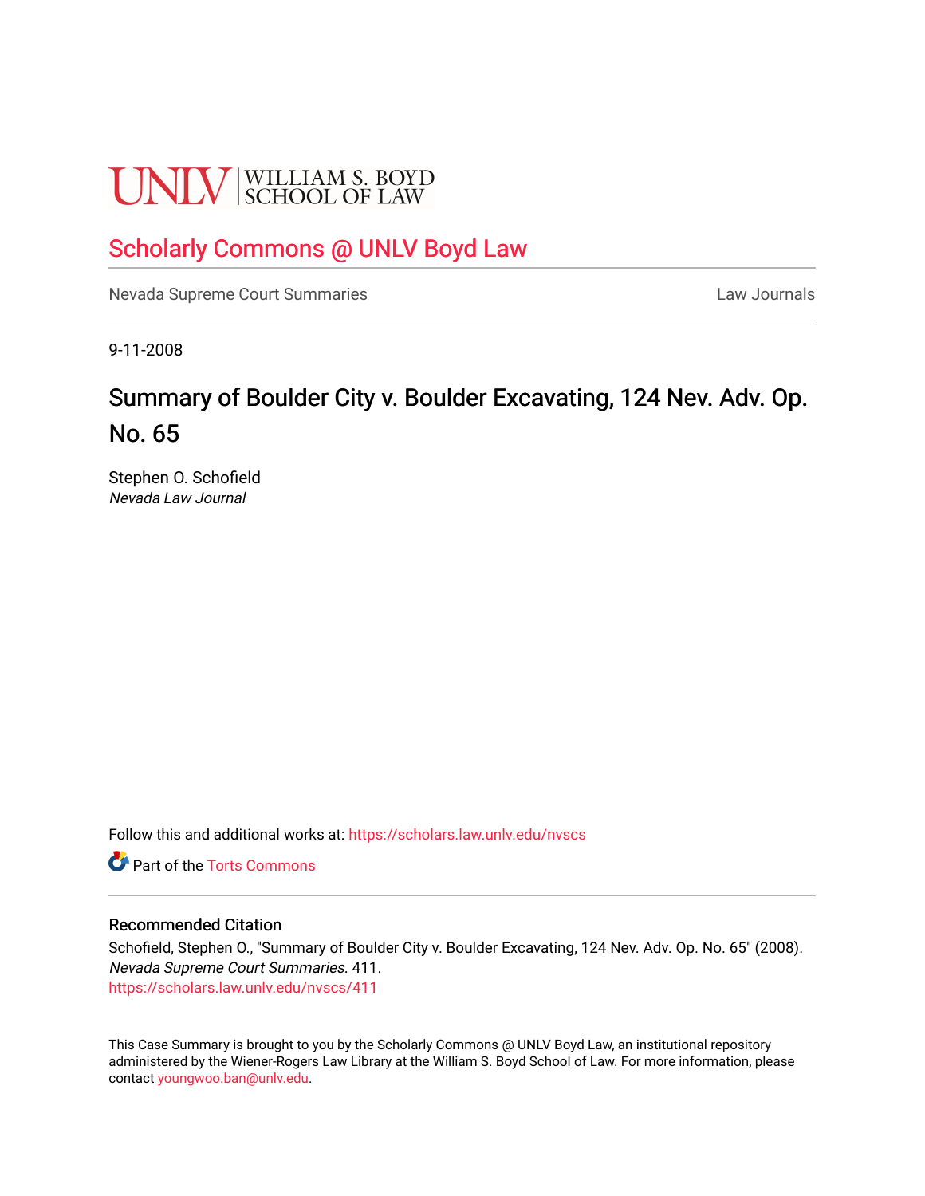UNLV | WILLIAM S. BOYD SCHOOL OF LAW

# Scholarly Commons @ UNLV Boyd Law

Nevada Supreme Court Summaries

Law Journals

9-11-2008

# Summary of Boulder City v. Boulder Excavating, 124 Nev. Adv. Op. No. 65

Stephen O. Schofield
*Nevada Law Journal*

Follow this and additional works at: https://scholars.law.unlv.edu/nvscs

Part of the Torts Commons

## Recommended Citation

Schofield, Stephen O., "Summary of Boulder City v. Boulder Excavating, 124 Nev. Adv. Op. No. 65" (2008). *Nevada Supreme Court Summaries*. 411.
https://scholars.law.unlv.edu/nvscs/411

This Case Summary is brought to you by the Scholarly Commons @ UNLV Boyd Law, an institutional repository administered by the Wiener-Rogers Law Library at the William S. Boyd School of Law. For more information, please contact youngwoo.ban@unlv.edu.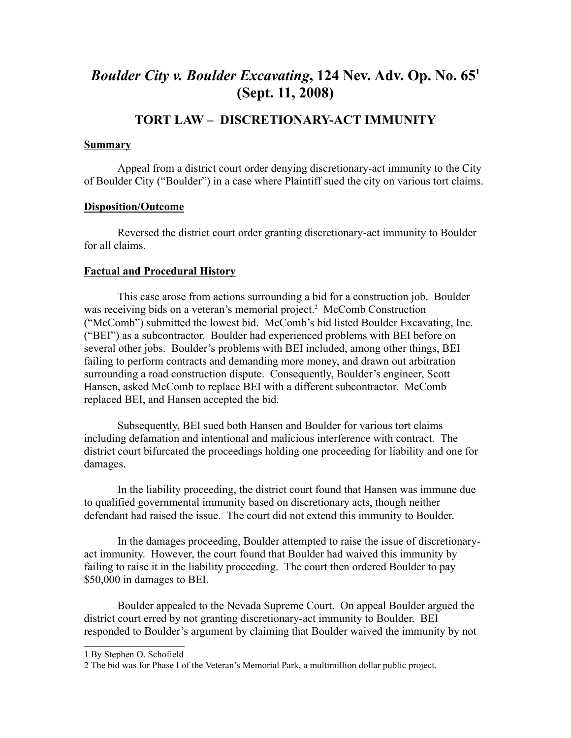# *Boulder City v. Boulder Excavating*, 124 Nev. Adv. Op. No. 65[1] (Sept. 11, 2008)

## TORT LAW – DISCRETIONARY-ACT IMMUNITY

**Summary**

Appeal from a district court order denying discretionary-act immunity to the City of Boulder City ("Boulder") in a case where Plaintiff sued the city on various tort claims.

**Disposition/Outcome**

Reversed the district court order granting discretionary-act immunity to Boulder for all claims.

**Factual and Procedural History**

This case arose from actions surrounding a bid for a construction job. Boulder was receiving bids on a veteran's memorial project.[2] McComb Construction ("McComb") submitted the lowest bid. McComb's bid listed Boulder Excavating, Inc. ("BEI") as a subcontractor. Boulder had experienced problems with BEI before on several other jobs. Boulder's problems with BEI included, among other things, BEI failing to perform contracts and demanding more money, and drawn out arbitration surrounding a road construction dispute. Consequently, Boulder's engineer, Scott Hansen, asked McComb to replace BEI with a different subcontractor. McComb replaced BEI, and Hansen accepted the bid.

Subsequently, BEI sued both Hansen and Boulder for various tort claims including defamation and intentional and malicious interference with contract. The district court bifurcated the proceedings holding one proceeding for liability and one for damages.

In the liability proceeding, the district court found that Hansen was immune due to qualified governmental immunity based on discretionary acts, though neither defendant had raised the issue. The court did not extend this immunity to Boulder.

In the damages proceeding, Boulder attempted to raise the issue of discretionary-act immunity. However, the court found that Boulder had waived this immunity by failing to raise it in the liability proceeding. The court then ordered Boulder to pay $50,000 in damages to BEI.

Boulder appealed to the Nevada Supreme Court. On appeal Boulder argued the district court erred by not granting discretionary-act immunity to Boulder. BEI responded to Boulder's argument by claiming that Boulder waived the immunity by not

---

1 By Stephen O. Schofield

2 The bid was for Phase I of the Veteran's Memorial Park, a multimillion dollar public project.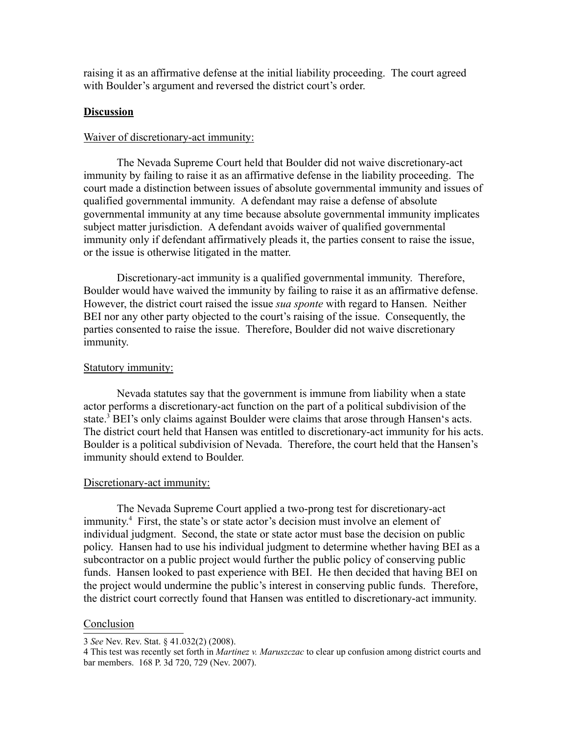raising it as an affirmative defense at the initial liability proceeding. The court agreed with Boulder's argument and reversed the district court's order.

## **Discussion**

Waiver of discretionary-act immunity:

The Nevada Supreme Court held that Boulder did not waive discretionary-act immunity by failing to raise it as an affirmative defense in the liability proceeding. The court made a distinction between issues of absolute governmental immunity and issues of qualified governmental immunity. A defendant may raise a defense of absolute governmental immunity at any time because absolute governmental immunity implicates subject matter jurisdiction. A defendant avoids waiver of qualified governmental immunity only if defendant affirmatively pleads it, the parties consent to raise the issue, or the issue is otherwise litigated in the matter.

Discretionary-act immunity is a qualified governmental immunity. Therefore, Boulder would have waived the immunity by failing to raise it as an affirmative defense. However, the district court raised the issue *sua sponte* with regard to Hansen. Neither BEI nor any other party objected to the court's raising of the issue. Consequently, the parties consented to raise the issue. Therefore, Boulder did not waive discretionary immunity.

Statutory immunity:

Nevada statutes say that the government is immune from liability when a state actor performs a discretionary-act function on the part of a political subdivision of the state.[3] BEI's only claims against Boulder were claims that arose through Hansen's acts. The district court held that Hansen was entitled to discretionary-act immunity for his acts. Boulder is a political subdivision of Nevada. Therefore, the court held that the Hansen's immunity should extend to Boulder.

Discretionary-act immunity:

The Nevada Supreme Court applied a two-prong test for discretionary-act immunity.[4] First, the state's or state actor's decision must involve an element of individual judgment. Second, the state or state actor must base the decision on public policy. Hansen had to use his individual judgment to determine whether having BEI as a subcontractor on a public project would further the public policy of conserving public funds. Hansen looked to past experience with BEI. He then decided that having BEI on the project would undermine the public's interest in conserving public funds. Therefore, the district court correctly found that Hansen was entitled to discretionary-act immunity.

Conclusion

---

3 *See* Nev. Rev. Stat. § 41.032(2) (2008).

4 This test was recently set forth in *Martinez v. Maruszczac* to clear up confusion among district courts and bar members. 168 P. 3d 720, 729 (Nev. 2007).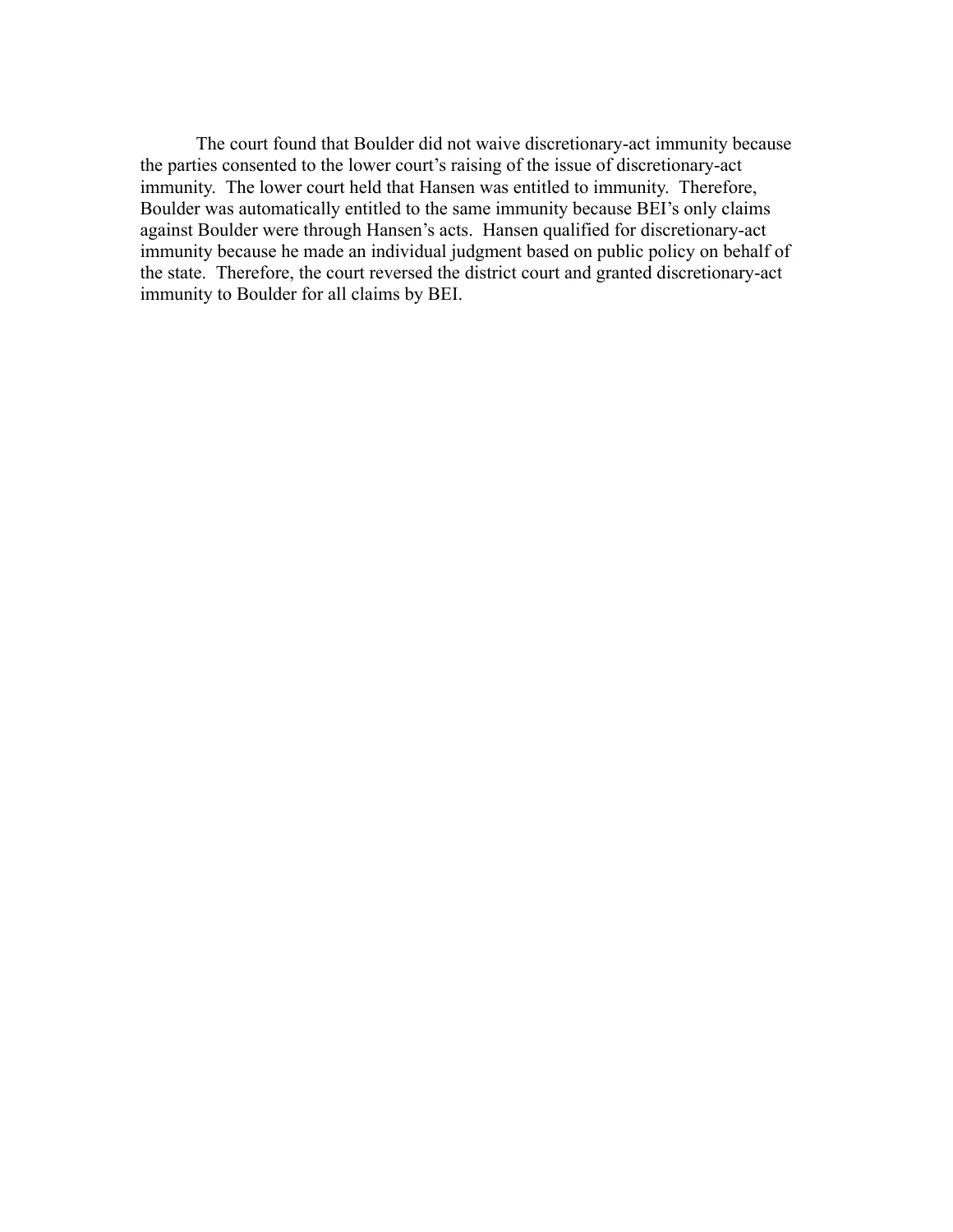The court found that Boulder did not waive discretionary-act immunity because the parties consented to the lower court's raising of the issue of discretionary-act immunity. The lower court held that Hansen was entitled to immunity. Therefore, Boulder was automatically entitled to the same immunity because BEI's only claims against Boulder were through Hansen's acts. Hansen qualified for discretionary-act immunity because he made an individual judgment based on public policy on behalf of the state. Therefore, the court reversed the district court and granted discretionary-act immunity to Boulder for all claims by BEI.